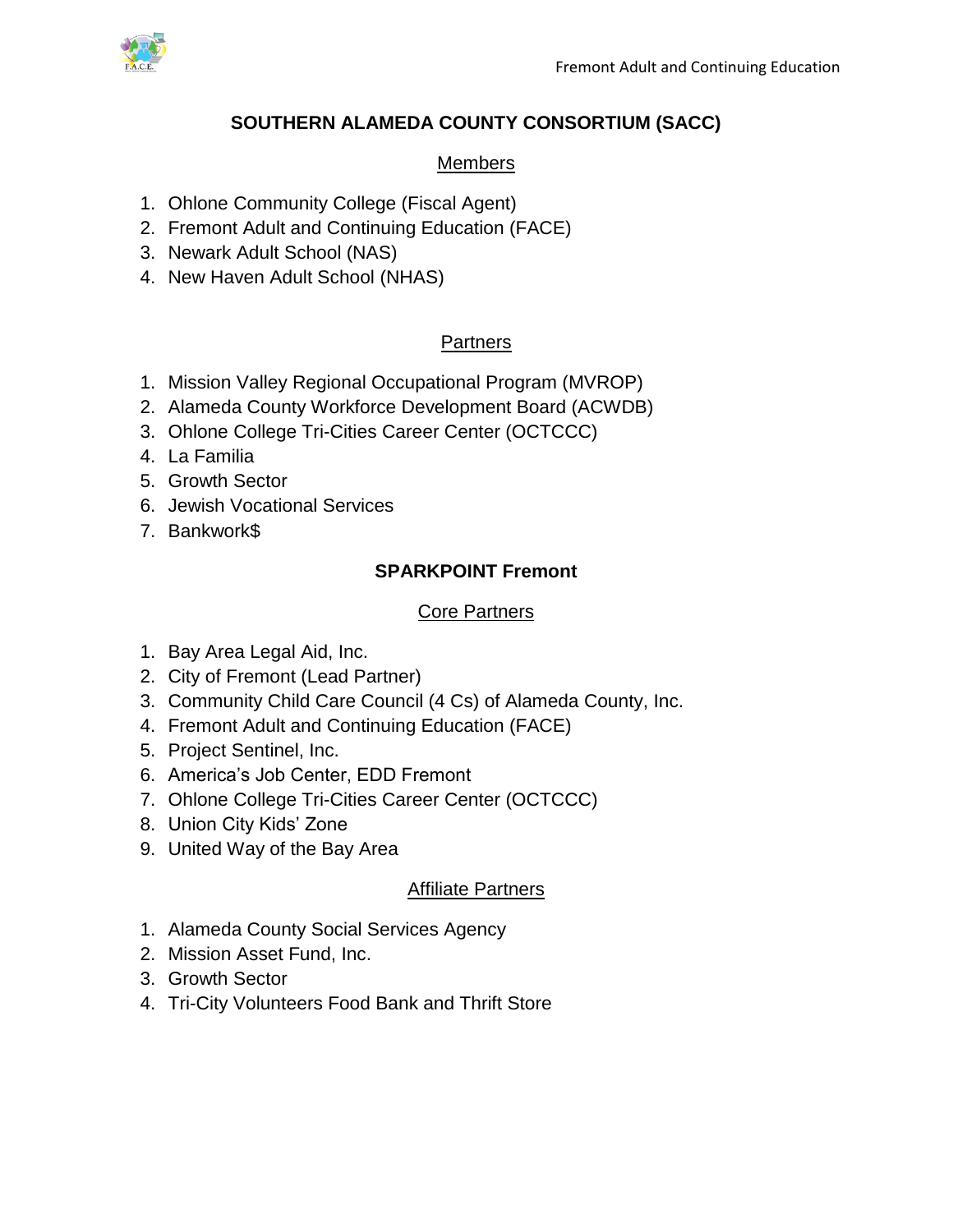# SOUTHERN ALAMEDA COUNTY CONSORTIUM (SACC)

## Members

1. Ohlone Community College (Fiscal Agent)
2. Fremont Adult and Continuing Education (FACE)
3. Newark Adult School (NAS)
4. New Haven Adult School (NHAS)

## Partners

1. Mission Valley Regional Occupational Program (MVROP)
2. Alameda County Workforce Development Board (ACWDB)
3. Ohlone College Tri-Cities Career Center (OCTCCC)
4. La Familia
5. Growth Sector
6. Jewish Vocational Services
7. Bankwork$

# SPARKPOINT Fremont

## Core Partners

1. Bay Area Legal Aid, Inc.
2. City of Fremont (Lead Partner)
3. Community Child Care Council (4 Cs) of Alameda County, Inc.
4. Fremont Adult and Continuing Education (FACE)
5. Project Sentinel, Inc.
6. America's Job Center, EDD Fremont
7. Ohlone College Tri-Cities Career Center (OCTCCC)
8. Union City Kids' Zone
9. United Way of the Bay Area

## Affiliate Partners

1. Alameda County Social Services Agency
2. Mission Asset Fund, Inc.
3. Growth Sector
4. Tri-City Volunteers Food Bank and Thrift Store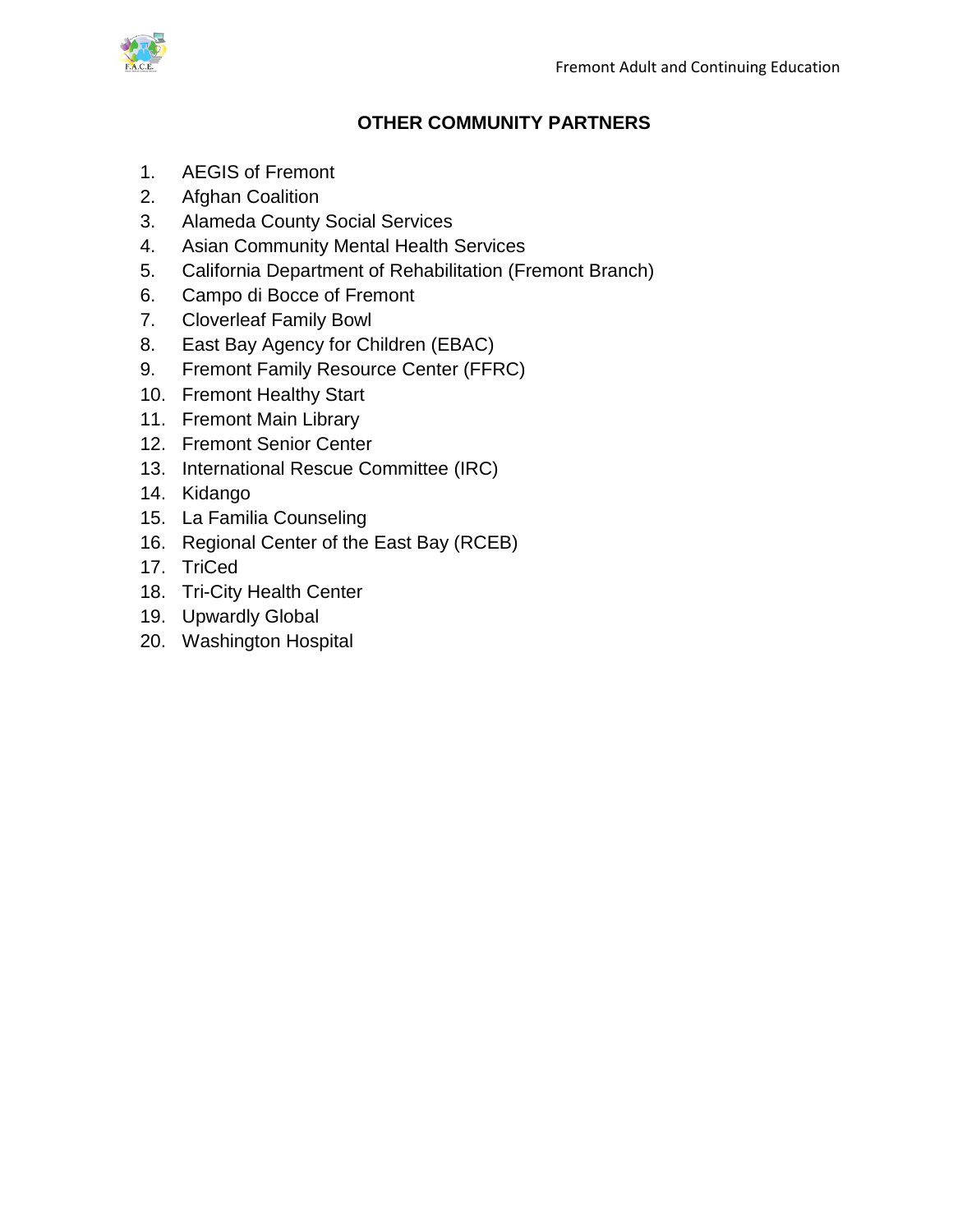## OTHER COMMUNITY PARTNERS

1. AEGIS of Fremont
2. Afghan Coalition
3. Alameda County Social Services
4. Asian Community Mental Health Services
5. California Department of Rehabilitation (Fremont Branch)
6. Campo di Bocce of Fremont
7. Cloverleaf Family Bowl
8. East Bay Agency for Children (EBAC)
9. Fremont Family Resource Center (FFRC)
10. Fremont Healthy Start
11. Fremont Main Library
12. Fremont Senior Center
13. International Rescue Committee (IRC)
14. Kidango
15. La Familia Counseling
16. Regional Center of the East Bay (RCEB)
17. TriCed
18. Tri-City Health Center
19. Upwardly Global
20. Washington Hospital